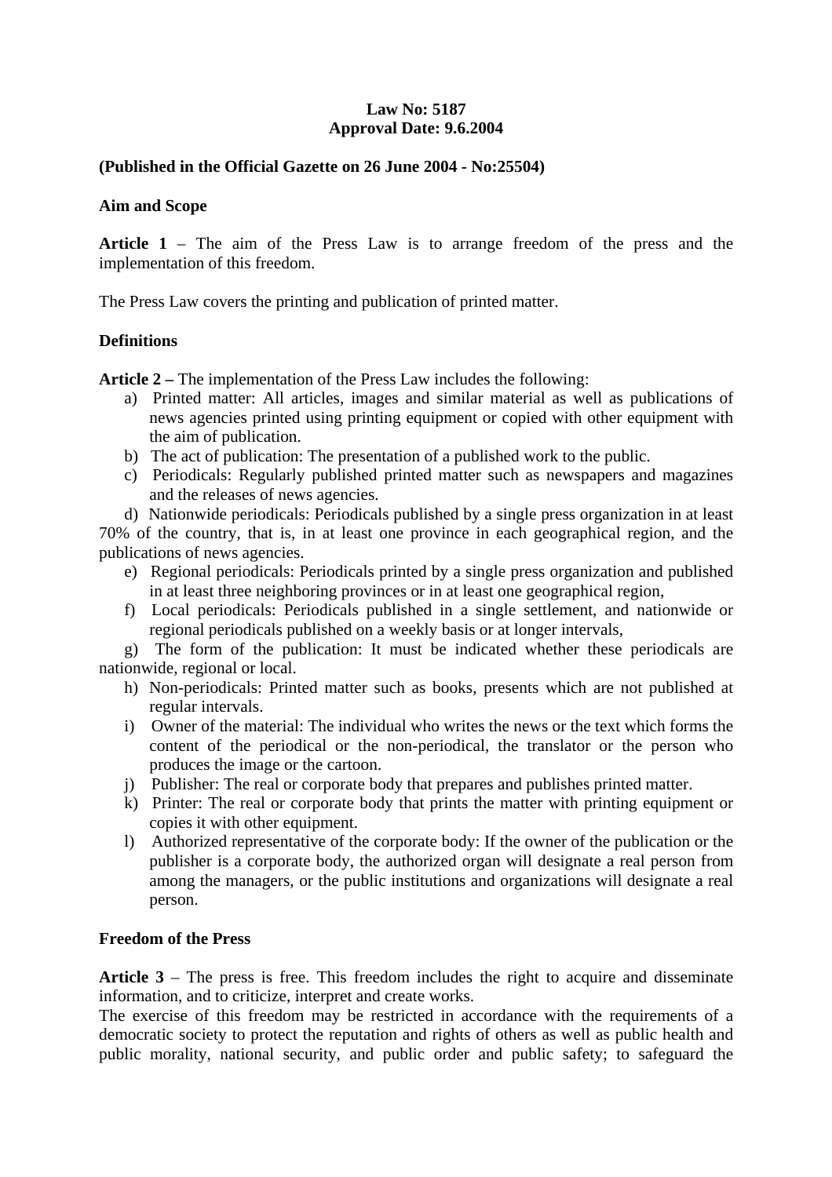**Law No: 5187**
**Approval Date: 9.6.2004**

**(Published in the Official Gazette on 26 June 2004 - No:25504)**

**Aim and Scope**

**Article 1** – The aim of the Press Law is to arrange freedom of the press and the implementation of this freedom.

The Press Law covers the printing and publication of printed matter.

**Definitions**

**Article 2 –** The implementation of the Press Law includes the following:

a) Printed matter: All articles, images and similar material as well as publications of news agencies printed using printing equipment or copied with other equipment with the aim of publication.
b) The act of publication: The presentation of a published work to the public.
c) Periodicals: Regularly published printed matter such as newspapers and magazines and the releases of news agencies.
d) Nationwide periodicals: Periodicals published by a single press organization in at least 70% of the country, that is, in at least one province in each geographical region, and the publications of news agencies.
e) Regional periodicals: Periodicals printed by a single press organization and published in at least three neighboring provinces or in at least one geographical region,
f) Local periodicals: Periodicals published in a single settlement, and nationwide or regional periodicals published on a weekly basis or at longer intervals,
g) The form of the publication: It must be indicated whether these periodicals are nationwide, regional or local.
h) Non-periodicals: Printed matter such as books, presents which are not published at regular intervals.
i) Owner of the material: The individual who writes the news or the text which forms the content of the periodical or the non-periodical, the translator or the person who produces the image or the cartoon.
j) Publisher: The real or corporate body that prepares and publishes printed matter.
k) Printer: The real or corporate body that prints the matter with printing equipment or copies it with other equipment.
l) Authorized representative of the corporate body: If the owner of the publication or the publisher is a corporate body, the authorized organ will designate a real person from among the managers, or the public institutions and organizations will designate a real person.

**Freedom of the Press**

**Article 3** – The press is free. This freedom includes the right to acquire and disseminate information, and to criticize, interpret and create works.
The exercise of this freedom may be restricted in accordance with the requirements of a democratic society to protect the reputation and rights of others as well as public health and public morality, national security, and public order and public safety; to safeguard the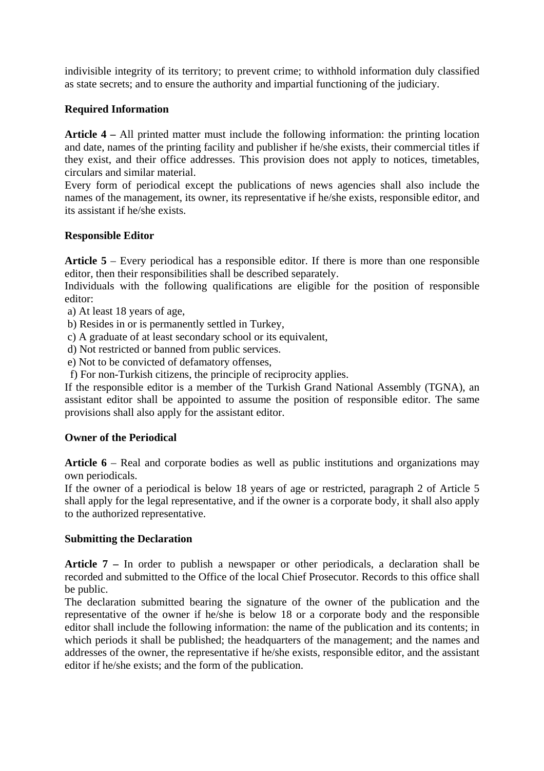indivisible integrity of its territory; to prevent crime; to withhold information duly classified as state secrets; and to ensure the authority and impartial functioning of the judiciary.

**Required Information**

**Article 4 –** All printed matter must include the following information: the printing location and date, names of the printing facility and publisher if he/she exists, their commercial titles if they exist, and their office addresses. This provision does not apply to notices, timetables, circulars and similar material.
Every form of periodical except the publications of news agencies shall also include the names of the management, its owner, its representative if he/she exists, responsible editor, and its assistant if he/she exists.

**Responsible Editor**

**Article 5** – Every periodical has a responsible editor. If there is more than one responsible editor, then their responsibilities shall be described separately.
Individuals with the following qualifications are eligible for the position of responsible editor:

a) At least 18 years of age,
b) Resides in or is permanently settled in Turkey,
c) A graduate of at least secondary school or its equivalent,
d) Not restricted or banned from public services.
e) Not to be convicted of defamatory offenses,
f) For non-Turkish citizens, the principle of reciprocity applies.

If the responsible editor is a member of the Turkish Grand National Assembly (TGNA), an assistant editor shall be appointed to assume the position of responsible editor. The same provisions shall also apply for the assistant editor.

**Owner of the Periodical**

**Article 6** – Real and corporate bodies as well as public institutions and organizations may own periodicals.
If the owner of a periodical is below 18 years of age or restricted, paragraph 2 of Article 5 shall apply for the legal representative, and if the owner is a corporate body, it shall also apply to the authorized representative.

**Submitting the Declaration**

**Article 7 –** In order to publish a newspaper or other periodicals, a declaration shall be recorded and submitted to the Office of the local Chief Prosecutor. Records to this office shall be public.
The declaration submitted bearing the signature of the owner of the publication and the representative of the owner if he/she is below 18 or a corporate body and the responsible editor shall include the following information: the name of the publication and its contents; in which periods it shall be published; the headquarters of the management; and the names and addresses of the owner, the representative if he/she exists, responsible editor, and the assistant editor if he/she exists; and the form of the publication.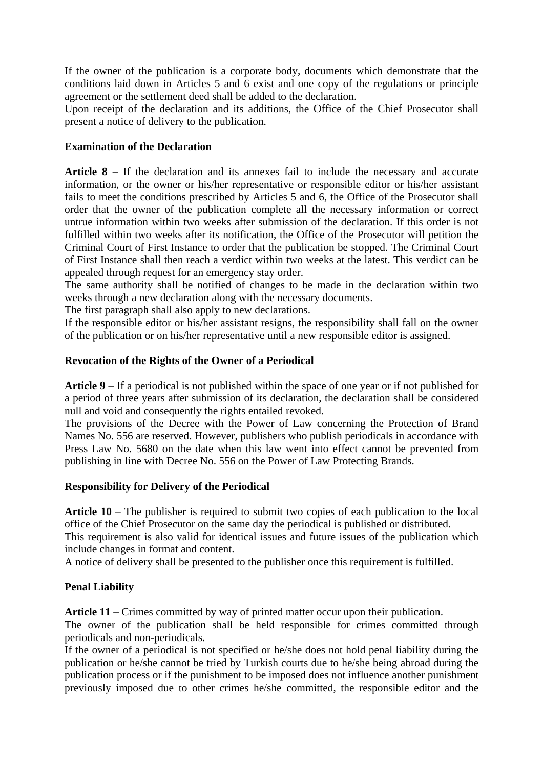If the owner of the publication is a corporate body, documents which demonstrate that the conditions laid down in Articles 5 and 6 exist and one copy of the regulations or principle agreement or the settlement deed shall be added to the declaration.

Upon receipt of the declaration and its additions, the Office of the Chief Prosecutor shall present a notice of delivery to the publication.

**Examination of the Declaration**

**Article 8 –** If the declaration and its annexes fail to include the necessary and accurate information, or the owner or his/her representative or responsible editor or his/her assistant fails to meet the conditions prescribed by Articles 5 and 6, the Office of the Prosecutor shall order that the owner of the publication complete all the necessary information or correct untrue information within two weeks after submission of the declaration. If this order is not fulfilled within two weeks after its notification, the Office of the Prosecutor will petition the Criminal Court of First Instance to order that the publication be stopped. The Criminal Court of First Instance shall then reach a verdict within two weeks at the latest. This verdict can be appealed through request for an emergency stay order.

The same authority shall be notified of changes to be made in the declaration within two weeks through a new declaration along with the necessary documents.

The first paragraph shall also apply to new declarations.

If the responsible editor or his/her assistant resigns, the responsibility shall fall on the owner of the publication or on his/her representative until a new responsible editor is assigned.

**Revocation of the Rights of the Owner of a Periodical**

**Article 9 –** If a periodical is not published within the space of one year or if not published for a period of three years after submission of its declaration, the declaration shall be considered null and void and consequently the rights entailed revoked.

The provisions of the Decree with the Power of Law concerning the Protection of Brand Names No. 556 are reserved. However, publishers who publish periodicals in accordance with Press Law No. 5680 on the date when this law went into effect cannot be prevented from publishing in line with Decree No. 556 on the Power of Law Protecting Brands.

**Responsibility for Delivery of the Periodical**

**Article 10** – The publisher is required to submit two copies of each publication to the local office of the Chief Prosecutor on the same day the periodical is published or distributed.

This requirement is also valid for identical issues and future issues of the publication which include changes in format and content.

A notice of delivery shall be presented to the publisher once this requirement is fulfilled.

**Penal Liability**

**Article 11 –** Crimes committed by way of printed matter occur upon their publication.

The owner of the publication shall be held responsible for crimes committed through periodicals and non-periodicals.

If the owner of a periodical is not specified or he/she does not hold penal liability during the publication or he/she cannot be tried by Turkish courts due to he/she being abroad during the publication process or if the punishment to be imposed does not influence another punishment previously imposed due to other crimes he/she committed, the responsible editor and the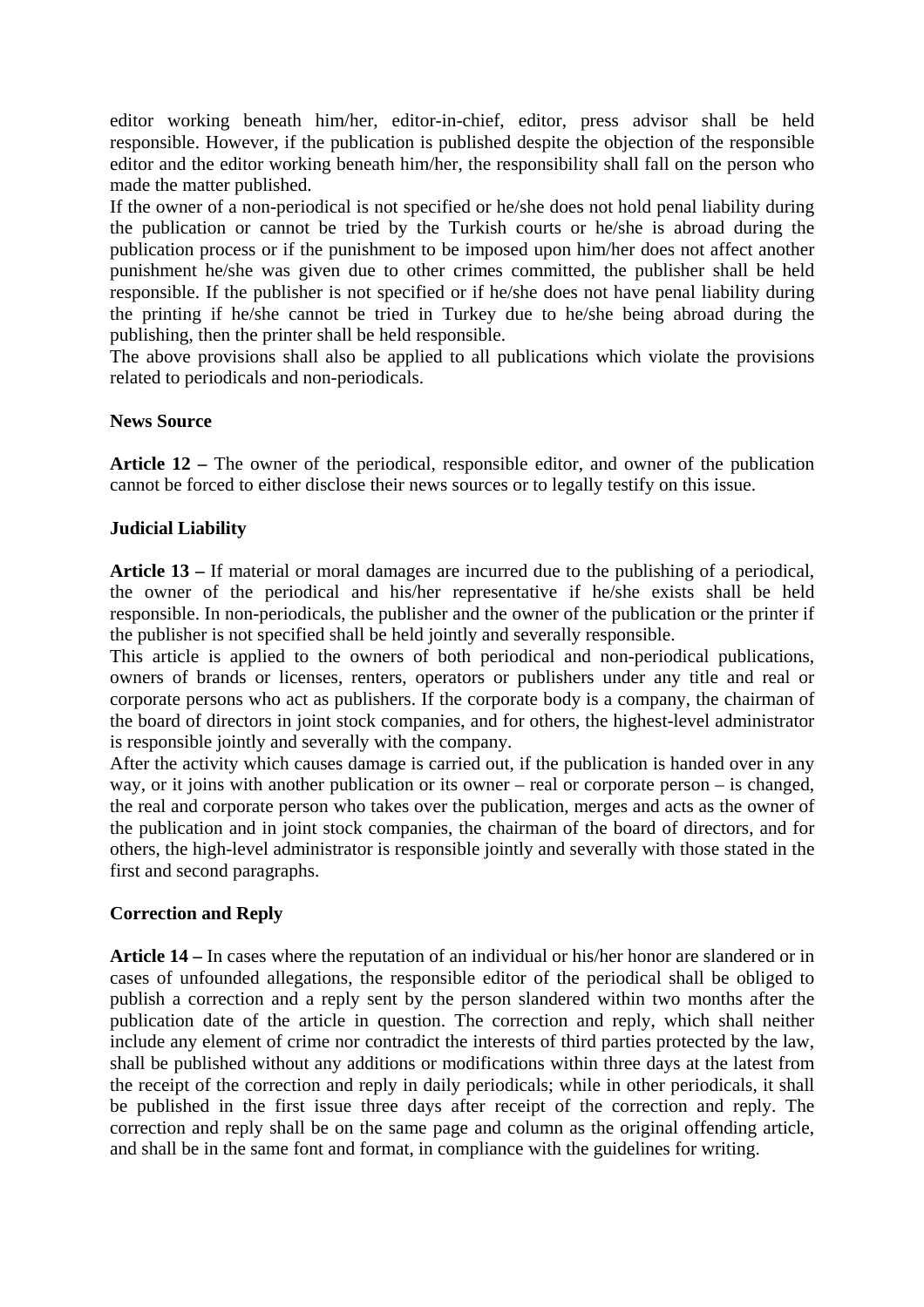editor working beneath him/her, editor-in-chief, editor, press advisor shall be held responsible. However, if the publication is published despite the objection of the responsible editor and the editor working beneath him/her, the responsibility shall fall on the person who made the matter published.

If the owner of a non-periodical is not specified or he/she does not hold penal liability during the publication or cannot be tried by the Turkish courts or he/she is abroad during the publication process or if the punishment to be imposed upon him/her does not affect another punishment he/she was given due to other crimes committed, the publisher shall be held responsible. If the publisher is not specified or if he/she does not have penal liability during the printing if he/she cannot be tried in Turkey due to he/she being abroad during the publishing, then the printer shall be held responsible.

The above provisions shall also be applied to all publications which violate the provisions related to periodicals and non-periodicals.

**News Source**

**Article 12 –** The owner of the periodical, responsible editor, and owner of the publication cannot be forced to either disclose their news sources or to legally testify on this issue.

**Judicial Liability**

**Article 13 –** If material or moral damages are incurred due to the publishing of a periodical, the owner of the periodical and his/her representative if he/she exists shall be held responsible. In non-periodicals, the publisher and the owner of the publication or the printer if the publisher is not specified shall be held jointly and severally responsible.

This article is applied to the owners of both periodical and non-periodical publications, owners of brands or licenses, renters, operators or publishers under any title and real or corporate persons who act as publishers. If the corporate body is a company, the chairman of the board of directors in joint stock companies, and for others, the highest-level administrator is responsible jointly and severally with the company.

After the activity which causes damage is carried out, if the publication is handed over in any way, or it joins with another publication or its owner – real or corporate person – is changed, the real and corporate person who takes over the publication, merges and acts as the owner of the publication and in joint stock companies, the chairman of the board of directors, and for others, the high-level administrator is responsible jointly and severally with those stated in the first and second paragraphs.

**Correction and Reply**

**Article 14 –** In cases where the reputation of an individual or his/her honor are slandered or in cases of unfounded allegations, the responsible editor of the periodical shall be obliged to publish a correction and a reply sent by the person slandered within two months after the publication date of the article in question. The correction and reply, which shall neither include any element of crime nor contradict the interests of third parties protected by the law, shall be published without any additions or modifications within three days at the latest from the receipt of the correction and reply in daily periodicals; while in other periodicals, it shall be published in the first issue three days after receipt of the correction and reply. The correction and reply shall be on the same page and column as the original offending article, and shall be in the same font and format, in compliance with the guidelines for writing.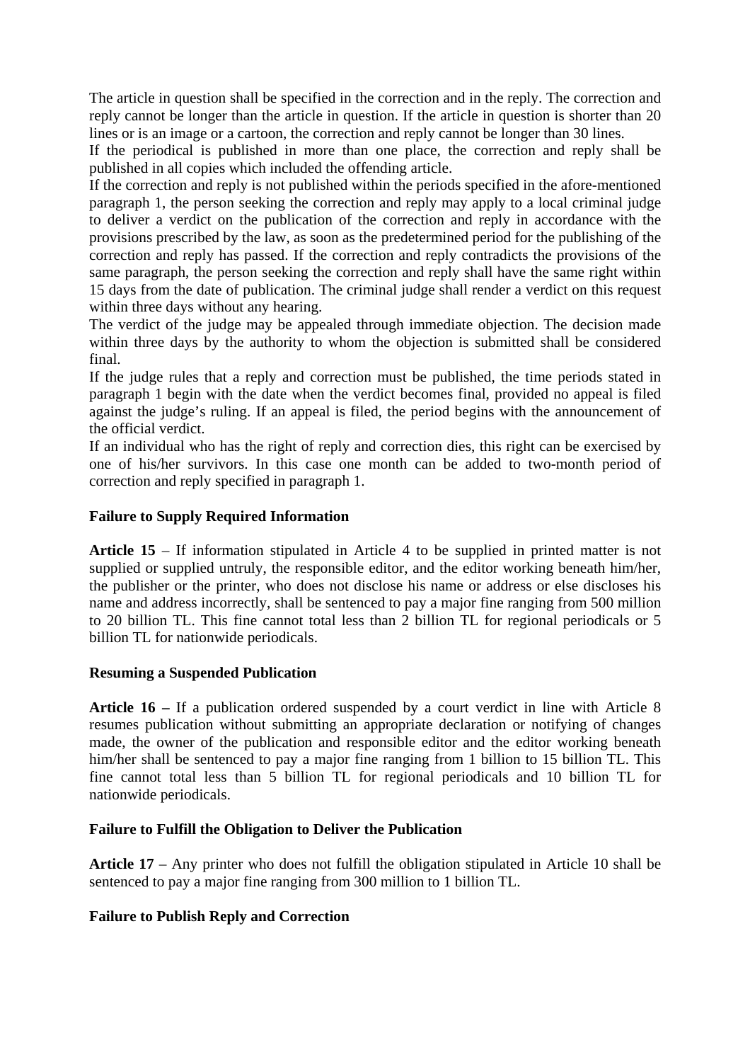The article in question shall be specified in the correction and in the reply. The correction and reply cannot be longer than the article in question. If the article in question is shorter than 20 lines or is an image or a cartoon, the correction and reply cannot be longer than 30 lines.

If the periodical is published in more than one place, the correction and reply shall be published in all copies which included the offending article.

If the correction and reply is not published within the periods specified in the afore-mentioned paragraph 1, the person seeking the correction and reply may apply to a local criminal judge to deliver a verdict on the publication of the correction and reply in accordance with the provisions prescribed by the law, as soon as the predetermined period for the publishing of the correction and reply has passed. If the correction and reply contradicts the provisions of the same paragraph, the person seeking the correction and reply shall have the same right within 15 days from the date of publication. The criminal judge shall render a verdict on this request within three days without any hearing.

The verdict of the judge may be appealed through immediate objection. The decision made within three days by the authority to whom the objection is submitted shall be considered final.

If the judge rules that a reply and correction must be published, the time periods stated in paragraph 1 begin with the date when the verdict becomes final, provided no appeal is filed against the judge's ruling. If an appeal is filed, the period begins with the announcement of the official verdict.

If an individual who has the right of reply and correction dies, this right can be exercised by one of his/her survivors. In this case one month can be added to two-month period of correction and reply specified in paragraph 1.

**Failure to Supply Required Information**

**Article 15** – If information stipulated in Article 4 to be supplied in printed matter is not supplied or supplied untruly, the responsible editor, and the editor working beneath him/her, the publisher or the printer, who does not disclose his name or address or else discloses his name and address incorrectly, shall be sentenced to pay a major fine ranging from 500 million to 20 billion TL. This fine cannot total less than 2 billion TL for regional periodicals or 5 billion TL for nationwide periodicals.

**Resuming a Suspended Publication**

**Article 16 –** If a publication ordered suspended by a court verdict in line with Article 8 resumes publication without submitting an appropriate declaration or notifying of changes made, the owner of the publication and responsible editor and the editor working beneath him/her shall be sentenced to pay a major fine ranging from 1 billion to 15 billion TL. This fine cannot total less than 5 billion TL for regional periodicals and 10 billion TL for nationwide periodicals.

**Failure to Fulfill the Obligation to Deliver the Publication**

**Article 17** – Any printer who does not fulfill the obligation stipulated in Article 10 shall be sentenced to pay a major fine ranging from 300 million to 1 billion TL.

**Failure to Publish Reply and Correction**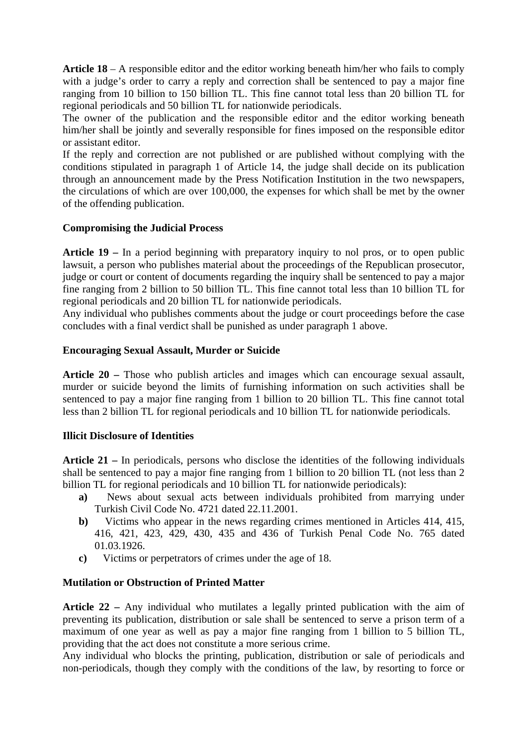**Article 18** – A responsible editor and the editor working beneath him/her who fails to comply with a judge's order to carry a reply and correction shall be sentenced to pay a major fine ranging from 10 billion to 150 billion TL. This fine cannot total less than 20 billion TL for regional periodicals and 50 billion TL for nationwide periodicals.

The owner of the publication and the responsible editor and the editor working beneath him/her shall be jointly and severally responsible for fines imposed on the responsible editor or assistant editor.

If the reply and correction are not published or are published without complying with the conditions stipulated in paragraph 1 of Article 14, the judge shall decide on its publication through an announcement made by the Press Notification Institution in the two newspapers, the circulations of which are over 100,000, the expenses for which shall be met by the owner of the offending publication.

**Compromising the Judicial Process**

**Article 19 –** In a period beginning with preparatory inquiry to nol pros, or to open public lawsuit, a person who publishes material about the proceedings of the Republican prosecutor, judge or court or content of documents regarding the inquiry shall be sentenced to pay a major fine ranging from 2 billion to 50 billion TL. This fine cannot total less than 10 billion TL for regional periodicals and 20 billion TL for nationwide periodicals.

Any individual who publishes comments about the judge or court proceedings before the case concludes with a final verdict shall be punished as under paragraph 1 above.

**Encouraging Sexual Assault, Murder or Suicide**

**Article 20 –** Those who publish articles and images which can encourage sexual assault, murder or suicide beyond the limits of furnishing information on such activities shall be sentenced to pay a major fine ranging from 1 billion to 20 billion TL. This fine cannot total less than 2 billion TL for regional periodicals and 10 billion TL for nationwide periodicals.

**Illicit Disclosure of Identities**

**Article 21 –** In periodicals, persons who disclose the identities of the following individuals shall be sentenced to pay a major fine ranging from 1 billion to 20 billion TL (not less than 2 billion TL for regional periodicals and 10 billion TL for nationwide periodicals):

- **a)** News about sexual acts between individuals prohibited from marrying under Turkish Civil Code No. 4721 dated 22.11.2001.
- **b)** Victims who appear in the news regarding crimes mentioned in Articles 414, 415, 416, 421, 423, 429, 430, 435 and 436 of Turkish Penal Code No. 765 dated 01.03.1926.
- **c)** Victims or perpetrators of crimes under the age of 18.

**Mutilation or Obstruction of Printed Matter**

**Article 22 –** Any individual who mutilates a legally printed publication with the aim of preventing its publication, distribution or sale shall be sentenced to serve a prison term of a maximum of one year as well as pay a major fine ranging from 1 billion to 5 billion TL, providing that the act does not constitute a more serious crime.

Any individual who blocks the printing, publication, distribution or sale of periodicals and non-periodicals, though they comply with the conditions of the law, by resorting to force or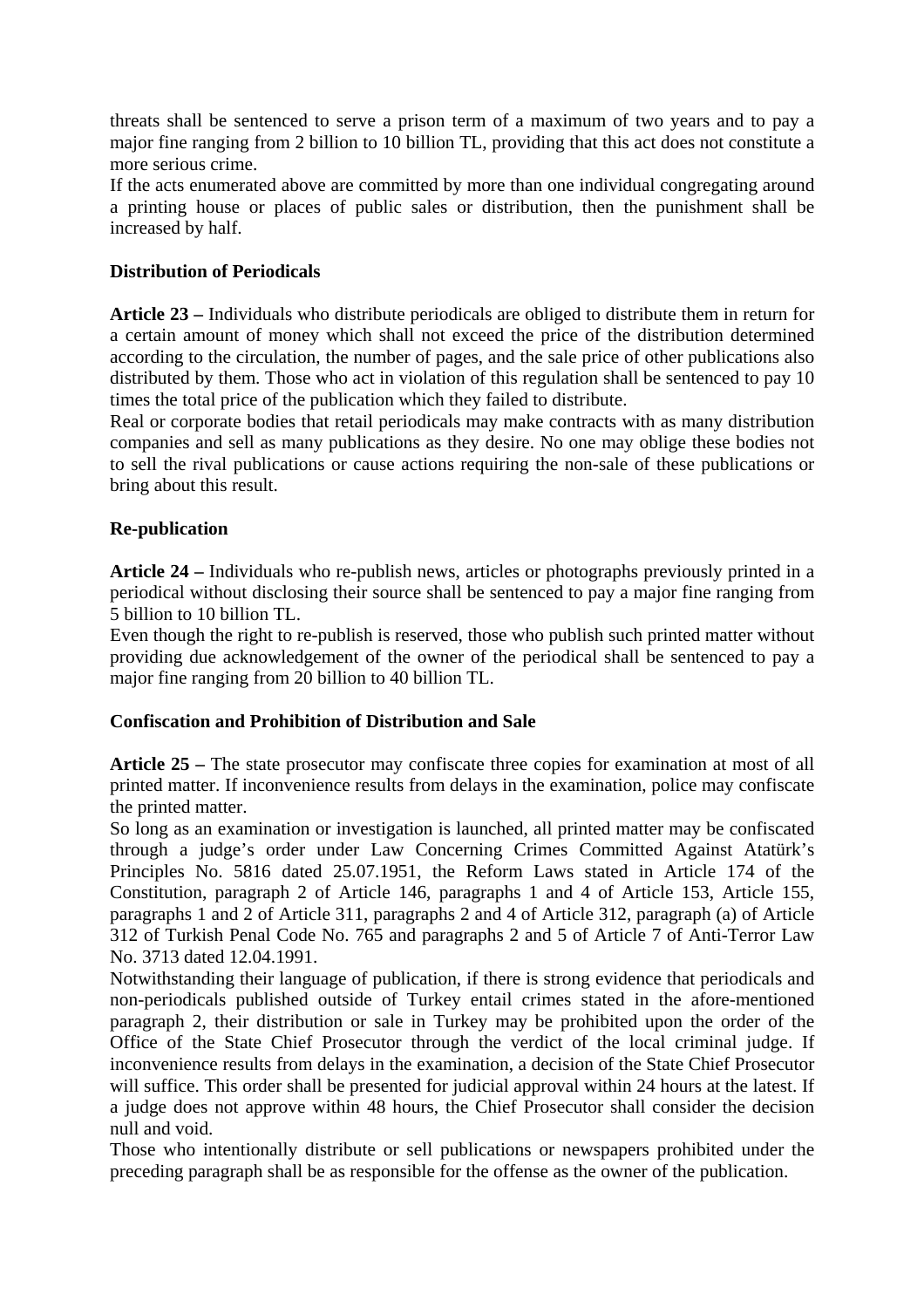threats shall be sentenced to serve a prison term of a maximum of two years and to pay a major fine ranging from 2 billion to 10 billion TL, providing that this act does not constitute a more serious crime.
If the acts enumerated above are committed by more than one individual congregating around a printing house or places of public sales or distribution, then the punishment shall be increased by half.

**Distribution of Periodicals**

**Article 23 –** Individuals who distribute periodicals are obliged to distribute them in return for a certain amount of money which shall not exceed the price of the distribution determined according to the circulation, the number of pages, and the sale price of other publications also distributed by them. Those who act in violation of this regulation shall be sentenced to pay 10 times the total price of the publication which they failed to distribute.
Real or corporate bodies that retail periodicals may make contracts with as many distribution companies and sell as many publications as they desire. No one may oblige these bodies not to sell the rival publications or cause actions requiring the non-sale of these publications or bring about this result.

**Re-publication**

**Article 24 –** Individuals who re-publish news, articles or photographs previously printed in a periodical without disclosing their source shall be sentenced to pay a major fine ranging from 5 billion to 10 billion TL.
Even though the right to re-publish is reserved, those who publish such printed matter without providing due acknowledgement of the owner of the periodical shall be sentenced to pay a major fine ranging from 20 billion to 40 billion TL.

**Confiscation and Prohibition of Distribution and Sale**

**Article 25 –** The state prosecutor may confiscate three copies for examination at most of all printed matter. If inconvenience results from delays in the examination, police may confiscate the printed matter.
So long as an examination or investigation is launched, all printed matter may be confiscated through a judge's order under Law Concerning Crimes Committed Against Atatürk's Principles No. 5816 dated 25.07.1951, the Reform Laws stated in Article 174 of the Constitution, paragraph 2 of Article 146, paragraphs 1 and 4 of Article 153, Article 155, paragraphs 1 and 2 of Article 311, paragraphs 2 and 4 of Article 312, paragraph (a) of Article 312 of Turkish Penal Code No. 765 and paragraphs 2 and 5 of Article 7 of Anti-Terror Law No. 3713 dated 12.04.1991.
Notwithstanding their language of publication, if there is strong evidence that periodicals and non-periodicals published outside of Turkey entail crimes stated in the afore-mentioned paragraph 2, their distribution or sale in Turkey may be prohibited upon the order of the Office of the State Chief Prosecutor through the verdict of the local criminal judge. If inconvenience results from delays in the examination, a decision of the State Chief Prosecutor will suffice. This order shall be presented for judicial approval within 24 hours at the latest. If a judge does not approve within 48 hours, the Chief Prosecutor shall consider the decision null and void.
Those who intentionally distribute or sell publications or newspapers prohibited under the preceding paragraph shall be as responsible for the offense as the owner of the publication.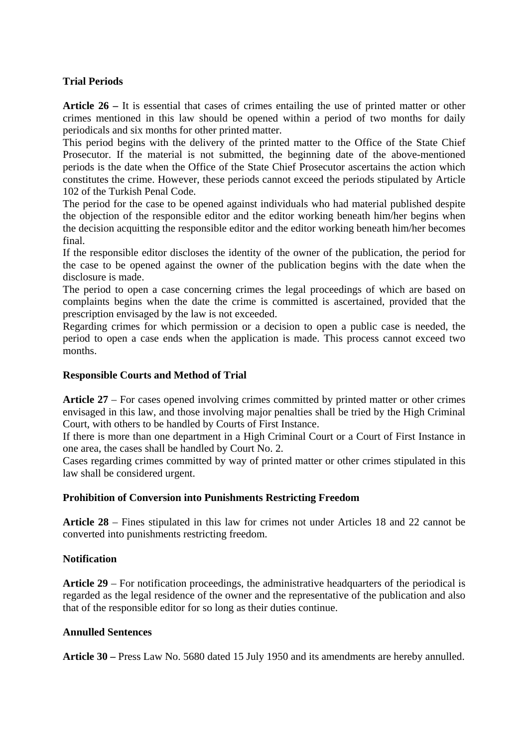**Trial Periods**

**Article 26 –** It is essential that cases of crimes entailing the use of printed matter or other crimes mentioned in this law should be opened within a period of two months for daily periodicals and six months for other printed matter.
This period begins with the delivery of the printed matter to the Office of the State Chief Prosecutor. If the material is not submitted, the beginning date of the above-mentioned periods is the date when the Office of the State Chief Prosecutor ascertains the action which constitutes the crime. However, these periods cannot exceed the periods stipulated by Article 102 of the Turkish Penal Code.
The period for the case to be opened against individuals who had material published despite the objection of the responsible editor and the editor working beneath him/her begins when the decision acquitting the responsible editor and the editor working beneath him/her becomes final.
If the responsible editor discloses the identity of the owner of the publication, the period for the case to be opened against the owner of the publication begins with the date when the disclosure is made.
The period to open a case concerning crimes the legal proceedings of which are based on complaints begins when the date the crime is committed is ascertained, provided that the prescription envisaged by the law is not exceeded.
Regarding crimes for which permission or a decision to open a public case is needed, the period to open a case ends when the application is made. This process cannot exceed two months.

**Responsible Courts and Method of Trial**

**Article 27** – For cases opened involving crimes committed by printed matter or other crimes envisaged in this law, and those involving major penalties shall be tried by the High Criminal Court, with others to be handled by Courts of First Instance.
If there is more than one department in a High Criminal Court or a Court of First Instance in one area, the cases shall be handled by Court No. 2.
Cases regarding crimes committed by way of printed matter or other crimes stipulated in this law shall be considered urgent.

**Prohibition of Conversion into Punishments Restricting Freedom**

**Article 28** – Fines stipulated in this law for crimes not under Articles 18 and 22 cannot be converted into punishments restricting freedom.

**Notification**

**Article 29** – For notification proceedings, the administrative headquarters of the periodical is regarded as the legal residence of the owner and the representative of the publication and also that of the responsible editor for so long as their duties continue.

**Annulled Sentences**

**Article 30 –** Press Law No. 5680 dated 15 July 1950 and its amendments are hereby annulled.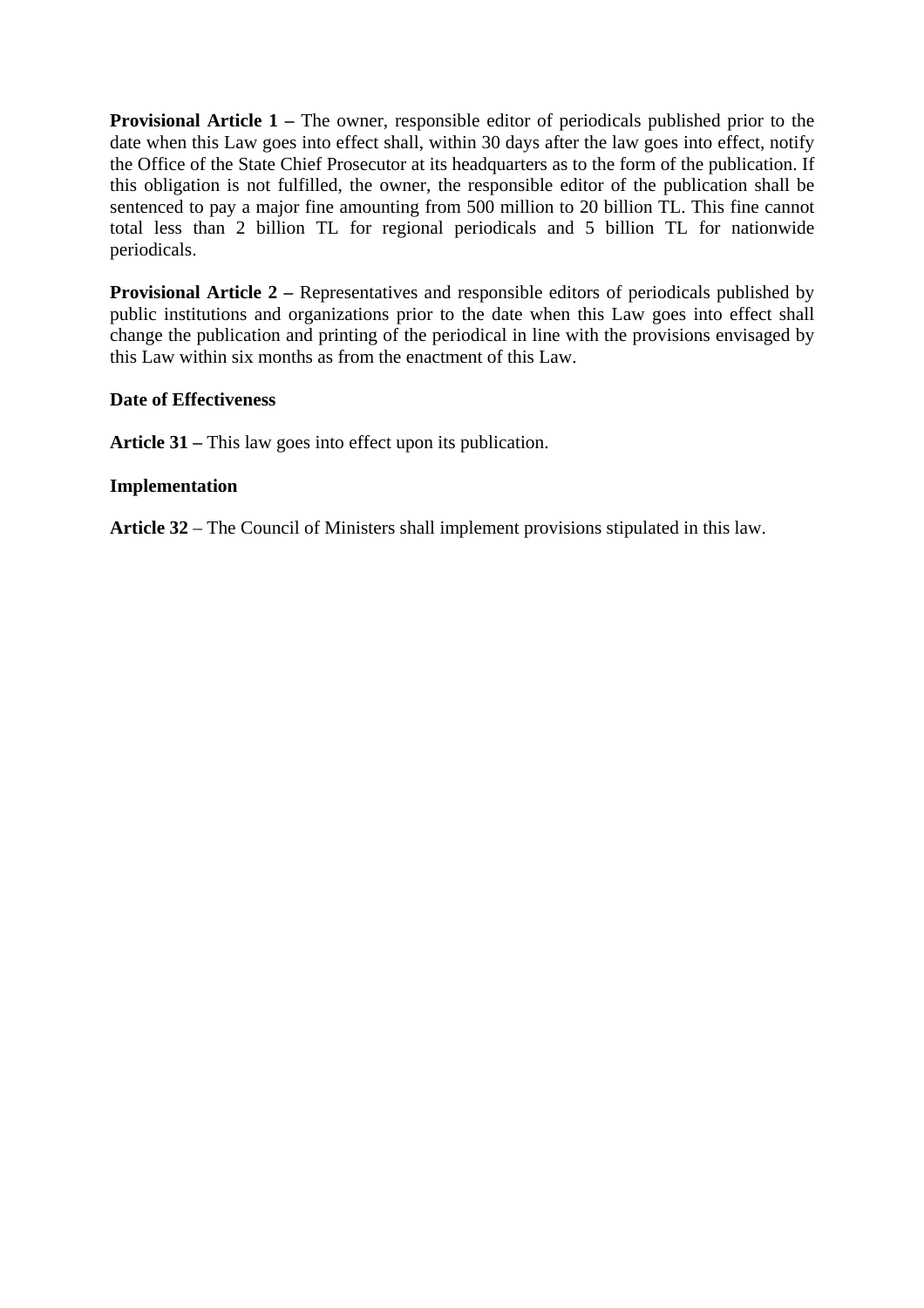**Provisional Article 1 –** The owner, responsible editor of periodicals published prior to the date when this Law goes into effect shall, within 30 days after the law goes into effect, notify the Office of the State Chief Prosecutor at its headquarters as to the form of the publication. If this obligation is not fulfilled, the owner, the responsible editor of the publication shall be sentenced to pay a major fine amounting from 500 million to 20 billion TL. This fine cannot total less than 2 billion TL for regional periodicals and 5 billion TL for nationwide periodicals.

**Provisional Article 2 –** Representatives and responsible editors of periodicals published by public institutions and organizations prior to the date when this Law goes into effect shall change the publication and printing of the periodical in line with the provisions envisaged by this Law within six months as from the enactment of this Law.

**Date of Effectiveness**

**Article 31 –** This law goes into effect upon its publication.

**Implementation**

**Article 32** – The Council of Ministers shall implement provisions stipulated in this law.